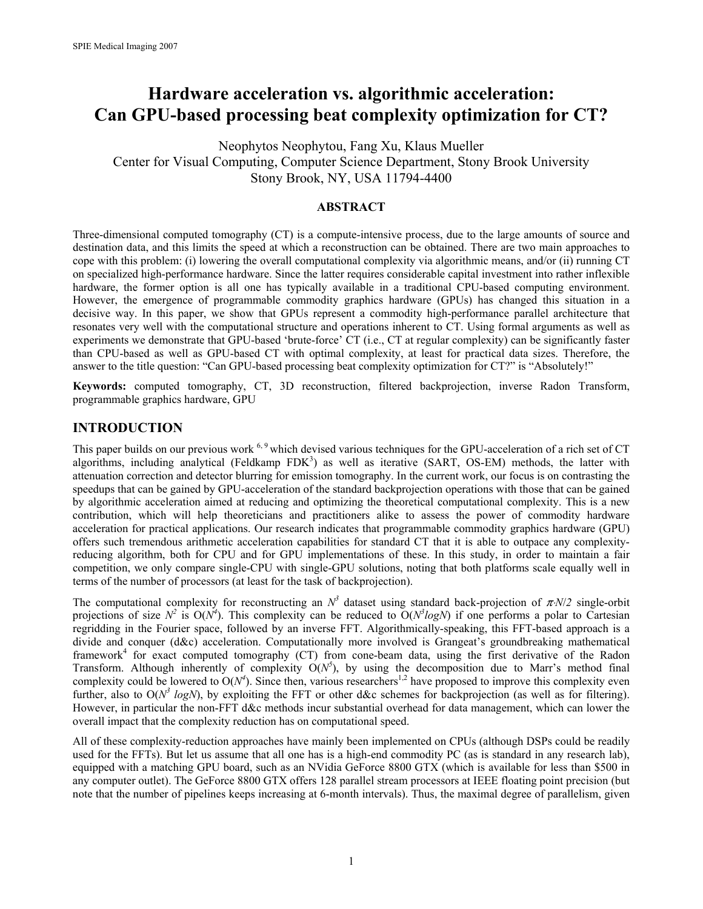# Hardware acceleration vs. algorithmic acceleration: Can GPU-based processing beat complexity optimization for CT?

Neophytos Neophytou, Fang Xu, Klaus Mueller
Center for Visual Computing, Computer Science Department, Stony Brook University
Stony Brook, NY, USA 11794-4400

## ABSTRACT

Three-dimensional computed tomography (CT) is a compute-intensive process, due to the large amounts of source and destination data, and this limits the speed at which a reconstruction can be obtained. There are two main approaches to cope with this problem: (i) lowering the overall computational complexity via algorithmic means, and/or (ii) running CT on specialized high-performance hardware. Since the latter requires considerable capital investment into rather inflexible hardware, the former option is all one has typically available in a traditional CPU-based computing environment. However, the emergence of programmable commodity graphics hardware (GPUs) has changed this situation in a decisive way. In this paper, we show that GPUs represent a commodity high-performance parallel architecture that resonates very well with the computational structure and operations inherent to CT. Using formal arguments as well as experiments we demonstrate that GPU-based 'brute-force' CT (i.e., CT at regular complexity) can be significantly faster than CPU-based as well as GPU-based CT with optimal complexity, at least for practical data sizes. Therefore, the answer to the title question: "Can GPU-based processing beat complexity optimization for CT?" is "Absolutely!"

**Keywords:** computed tomography, CT, 3D reconstruction, filtered backprojection, inverse Radon Transform, programmable graphics hardware, GPU

## INTRODUCTION

This paper builds on our previous work [6, 9] which devised various techniques for the GPU-acceleration of a rich set of CT algorithms, including analytical (Feldkamp FDK[3]) as well as iterative (SART, OS-EM) methods, the latter with attenuation correction and detector blurring for emission tomography. In the current work, our focus is on contrasting the speedups that can be gained by GPU-acceleration of the standard backprojection operations with those that can be gained by algorithmic acceleration aimed at reducing and optimizing the theoretical computational complexity. This is a new contribution, which will help theoreticians and practitioners alike to assess the power of commodity hardware acceleration for practical applications. Our research indicates that programmable commodity graphics hardware (GPU) offers such tremendous arithmetic acceleration capabilities for standard CT that it is able to outpace any complexity-reducing algorithm, both for CPU and for GPU implementations of these. In this study, in order to maintain a fair competition, we only compare single-CPU with single-GPU solutions, noting that both platforms scale equally well in terms of the number of processors (at least for the task of backprojection).

The computational complexity for reconstructing an $N^3$ dataset using standard back-projection of $\pi{\cdot}N/2$ single-orbit projections of size $N^2$ is $O(N^4)$. This complexity can be reduced to $O(N^3 logN)$ if one performs a polar to Cartesian regridding in the Fourier space, followed by an inverse FFT. Algorithmically-speaking, this FFT-based approach is a divide and conquer (d&c) acceleration. Computationally more involved is Grangeat's groundbreaking mathematical framework[4] for exact computed tomography (CT) from cone-beam data, using the first derivative of the Radon Transform. Although inherently of complexity $O(N^5)$, by using the decomposition due to Marr's method final complexity could be lowered to $O(N^4)$. Since then, various researchers[1,2] have proposed to improve this complexity even further, also to $O(N^3 logN)$, by exploiting the FFT or other d&c schemes for backprojection (as well as for filtering). However, in particular the non-FFT d&c methods incur substantial overhead for data management, which can lower the overall impact that the complexity reduction has on computational speed.

All of these complexity-reduction approaches have mainly been implemented on CPUs (although DSPs could be readily used for the FFTs). But let us assume that all one has is a high-end commodity PC (as is standard in any research lab), equipped with a matching GPU board, such as an NVidia GeForce 8800 GTX (which is available for less than $500 in any computer outlet). The GeForce 8800 GTX offers 128 parallel stream processors at IEEE floating point precision (but note that the number of pipelines keeps increasing at 6-month intervals). Thus, the maximal degree of parallelism, given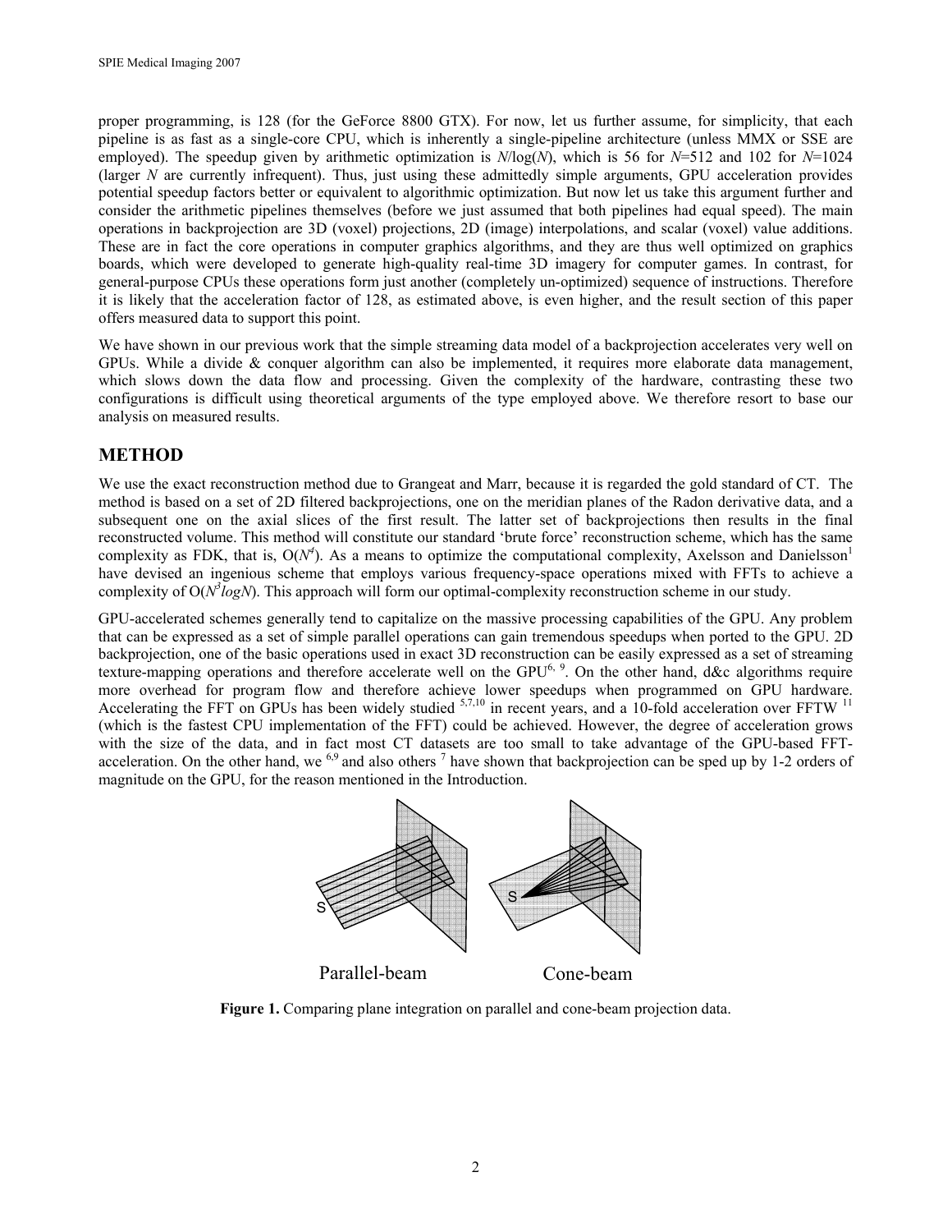proper programming, is 128 (for the GeForce 8800 GTX). For now, let us further assume, for simplicity, that each pipeline is as fast as a single-core CPU, which is inherently a single-pipeline architecture (unless MMX or SSE are employed). The speedup given by arithmetic optimization is $N/\log(N)$, which is 56 for $N$=512 and 102 for $N$=1024 (larger $N$ are currently infrequent). Thus, just using these admittedly simple arguments, GPU acceleration provides potential speedup factors better or equivalent to algorithmic optimization. But now let us take this argument further and consider the arithmetic pipelines themselves (before we just assumed that both pipelines had equal speed). The main operations in backprojection are 3D (voxel) projections, 2D (image) interpolations, and scalar (voxel) value additions. These are in fact the core operations in computer graphics algorithms, and they are thus well optimized on graphics boards, which were developed to generate high-quality real-time 3D imagery for computer games. In contrast, for general-purpose CPUs these operations form just another (completely un-optimized) sequence of instructions. Therefore it is likely that the acceleration factor of 128, as estimated above, is even higher, and the result section of this paper offers measured data to support this point.

We have shown in our previous work that the simple streaming data model of a backprojection accelerates very well on GPUs. While a divide & conquer algorithm can also be implemented, it requires more elaborate data management, which slows down the data flow and processing. Given the complexity of the hardware, contrasting these two configurations is difficult using theoretical arguments of the type employed above. We therefore resort to base our analysis on measured results.

## METHOD

We use the exact reconstruction method due to Grangeat and Marr, because it is regarded the gold standard of CT. The method is based on a set of 2D filtered backprojections, one on the meridian planes of the Radon derivative data, and a subsequent one on the axial slices of the first result. The latter set of backprojections then results in the final reconstructed volume. This method will constitute our standard 'brute force' reconstruction scheme, which has the same complexity as FDK, that is, $O(N^4)$. As a means to optimize the computational complexity, Axelsson and Danielsson[1] have devised an ingenious scheme that employs various frequency-space operations mixed with FFTs to achieve a complexity of $O(N^3 \log N)$. This approach will form our optimal-complexity reconstruction scheme in our study.

GPU-accelerated schemes generally tend to capitalize on the massive processing capabilities of the GPU. Any problem that can be expressed as a set of simple parallel operations can gain tremendous speedups when ported to the GPU. 2D backprojection, one of the basic operations used in exact 3D reconstruction can be easily expressed as a set of streaming texture-mapping operations and therefore accelerate well on the GPU[6, 9]. On the other hand, d&c algorithms require more overhead for program flow and therefore achieve lower speedups when programmed on GPU hardware. Accelerating the FFT on GPUs has been widely studied [5,7,10] in recent years, and a 10-fold acceleration over FFTW [11] (which is the fastest CPU implementation of the FFT) could be achieved. However, the degree of acceleration grows with the size of the data, and in fact most CT datasets are too small to take advantage of the GPU-based FFT-acceleration. On the other hand, we [6,9] and also others [7] have shown that backprojection can be sped up by 1-2 orders of magnitude on the GPU, for the reason mentioned in the Introduction.

**Figure 1.** Comparing plane integration on parallel and cone-beam projection data.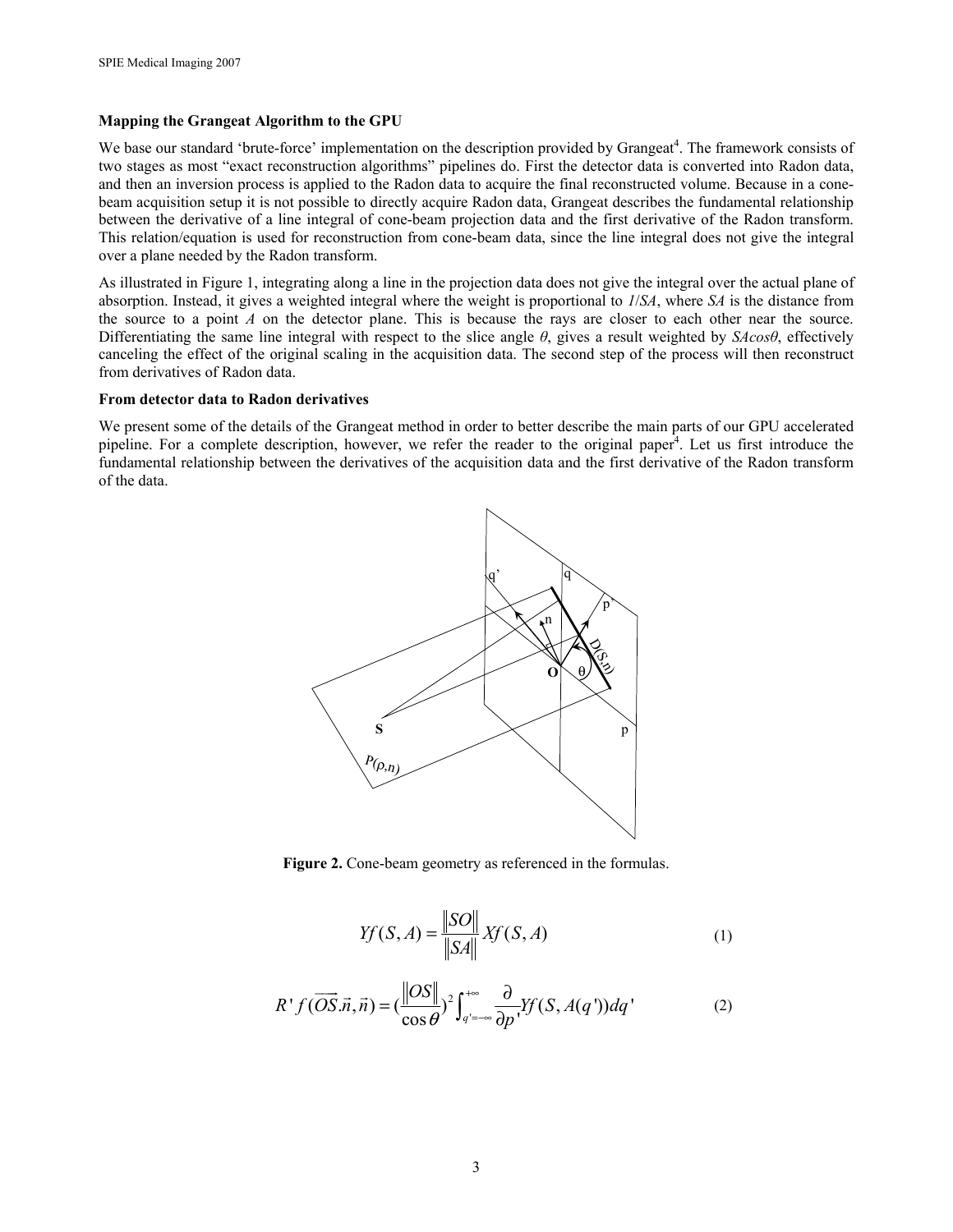**Mapping the Grangeat Algorithm to the GPU**

We base our standard 'brute-force' implementation on the description provided by Grangeat[4]. The framework consists of two stages as most "exact reconstruction algorithms" pipelines do. First the detector data is converted into Radon data, and then an inversion process is applied to the Radon data to acquire the final reconstructed volume. Because in a cone-beam acquisition setup it is not possible to directly acquire Radon data, Grangeat describes the fundamental relationship between the derivative of a line integral of cone-beam projection data and the first derivative of the Radon transform. This relation/equation is used for reconstruction from cone-beam data, since the line integral does not give the integral over a plane needed by the Radon transform.

As illustrated in Figure 1, integrating along a line in the projection data does not give the integral over the actual plane of absorption. Instead, it gives a weighted integral where the weight is proportional to $1/SA$, where $SA$ is the distance from the source to a point $A$ on the detector plane. This is because the rays are closer to each other near the source. Differentiating the same line integral with respect to the slice angle $\theta$, gives a result weighted by $SA\cos\theta$, effectively canceling the effect of the original scaling in the acquisition data. The second step of the process will then reconstruct from derivatives of Radon data.

**From detector data to Radon derivatives**

We present some of the details of the Grangeat method in order to better describe the main parts of our GPU accelerated pipeline. For a complete description, however, we refer the reader to the original paper[4]. Let us first introduce the fundamental relationship between the derivatives of the acquisition data and the first derivative of the Radon transform of the data.

**Figure 2.** Cone-beam geometry as referenced in the formulas.

$$Yf(S,A) = \frac{\|SO\|}{\|SA\|} Xf(S,A) \tag{1}$$

$$R'f(\overrightarrow{OS}.\vec{n},\vec{n}) = \left(\frac{\|OS\|}{\cos\theta}\right)^2 \int_{q'=-\infty}^{+\infty} \frac{\partial}{\partial p'} Yf(S,A(q'))dq' \tag{2}$$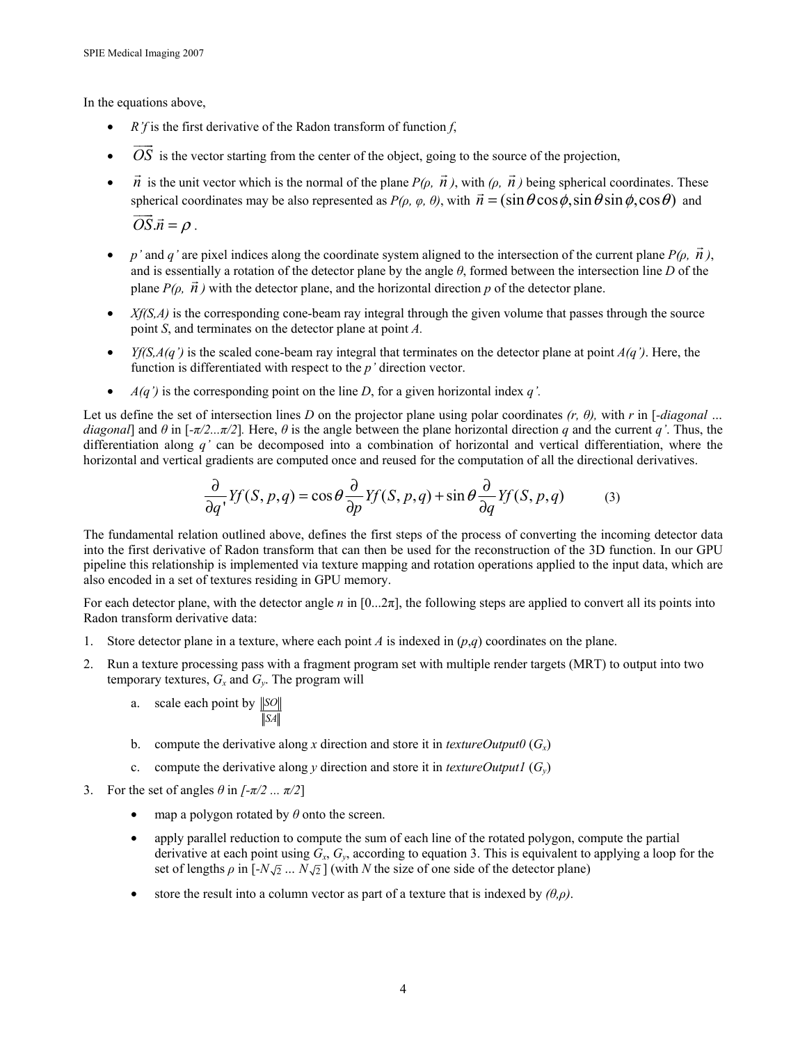In the equations above,

- $R'f$ is the first derivative of the Radon transform of function $f$,
- $\overrightarrow{OS}$ is the vector starting from the center of the object, going to the source of the projection,
- $\vec{n}$ is the unit vector which is the normal of the plane $P(\rho, \vec{n})$, with $(\rho, \vec{n})$ being spherical coordinates. These spherical coordinates may be also represented as $P(\rho, \varphi, \theta)$, with $\vec{n} = (\sin\theta\cos\phi, \sin\theta\sin\phi, \cos\theta)$ and $\overrightarrow{OS}.\vec{n} = \rho$.
- $p'$ and $q'$ are pixel indices along the coordinate system aligned to the intersection of the current plane $P(\rho, \vec{n})$, and is essentially a rotation of the detector plane by the angle $\theta$, formed between the intersection line $D$ of the plane $P(\rho, \vec{n})$ with the detector plane, and the horizontal direction $p$ of the detector plane.
- $Xf(S,A)$ is the corresponding cone-beam ray integral through the given volume that passes through the source point $S$, and terminates on the detector plane at point $A$.
- $Yf(S,A(q'))$ is the scaled cone-beam ray integral that terminates on the detector plane at point $A(q')$. Here, the function is differentiated with respect to the $p'$ direction vector.
- $A(q')$ is the corresponding point on the line $D$, for a given horizontal index $q'$.

Let us define the set of intersection lines $D$ on the projector plane using polar coordinates $(r, \theta)$, with $r$ in [*-diagonal … diagonal*] and $\theta$ in $[-\pi/2...\pi/2]$. Here, $\theta$ is the angle between the plane horizontal direction $q$ and the current $q'$. Thus, the differentiation along $q'$ can be decomposed into a combination of horizontal and vertical differentiation, where the horizontal and vertical gradients are computed once and reused for the computation of all the directional derivatives.

$$\frac{\partial}{\partial q'} Yf(S,p,q) = \cos\theta \frac{\partial}{\partial p} Yf(S,p,q) + \sin\theta \frac{\partial}{\partial q} Yf(S,p,q) \qquad (3)$$

The fundamental relation outlined above, defines the first steps of the process of converting the incoming detector data into the first derivative of Radon transform that can then be used for the reconstruction of the 3D function. In our GPU pipeline this relationship is implemented via texture mapping and rotation operations applied to the input data, which are also encoded in a set of textures residing in GPU memory.

For each detector plane, with the detector angle $n$ in $[0...2\pi]$, the following steps are applied to convert all its points into Radon transform derivative data:

1. Store detector plane in a texture, where each point $A$ is indexed in $(p,q)$ coordinates on the plane.
2. Run a texture processing pass with a fragment program set with multiple render targets (MRT) to output into two temporary textures, $G_x$ and $G_y$. The program will
   a. scale each point by $\frac{\|SO\|}{\|SA\|}$
   b. compute the derivative along $x$ direction and store it in *textureOutput0* ($G_x$)
   c. compute the derivative along $y$ direction and store it in *textureOutput1* ($G_y$)
3. For the set of angles $\theta$ in $[-\pi/2 ... \pi/2]$
   - map a polygon rotated by $\theta$ onto the screen.
   - apply parallel reduction to compute the sum of each line of the rotated polygon, compute the partial derivative at each point using $G_x$, $G_y$, according to equation 3. This is equivalent to applying a loop for the set of lengths $\rho$ in $[-N\sqrt{2} ... N\sqrt{2}]$ (with $N$ the size of one side of the detector plane)
   - store the result into a column vector as part of a texture that is indexed by $(\theta,\rho)$.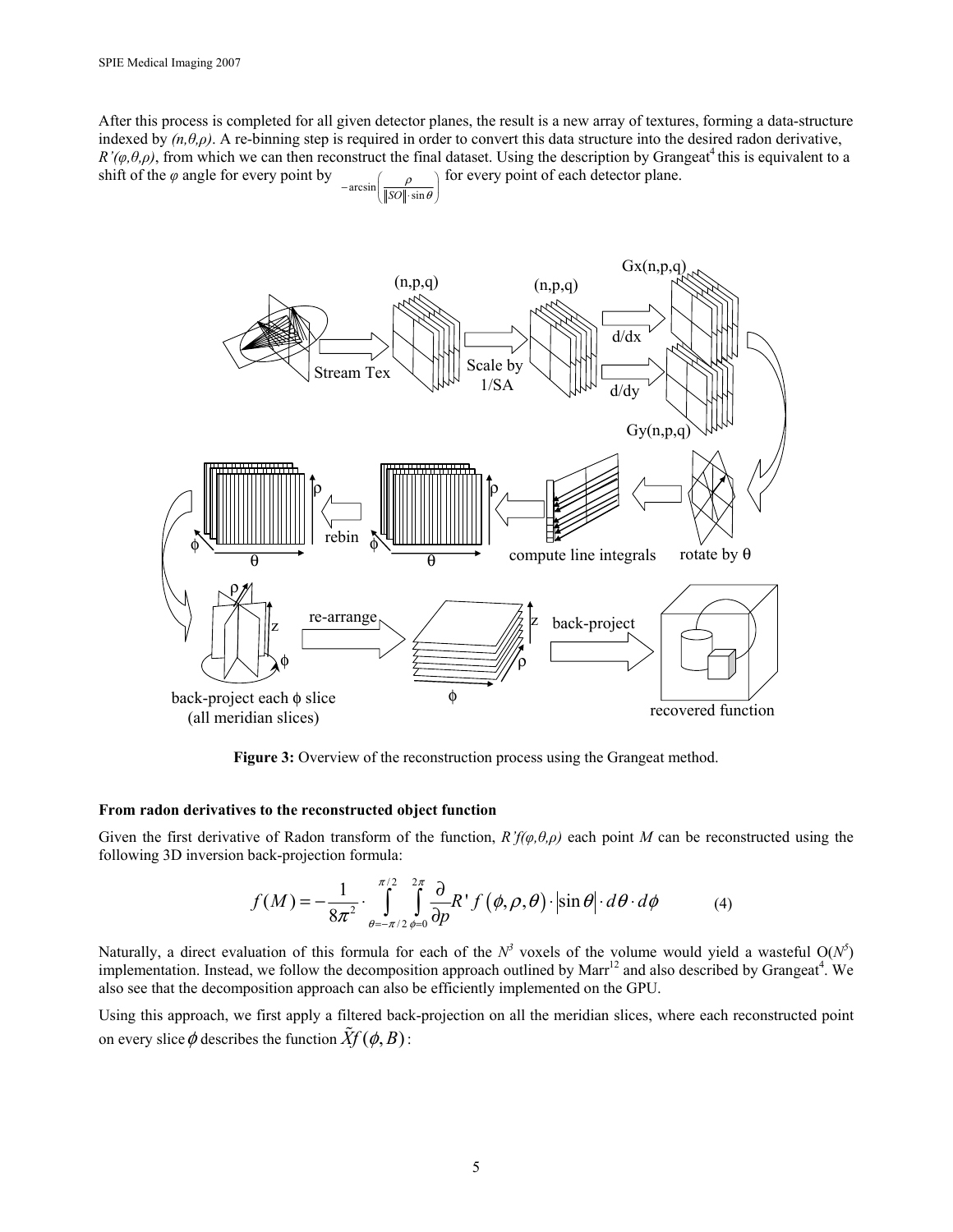After this process is completed for all given detector planes, the result is a new array of textures, forming a data-structure indexed by *(n,θ,ρ)*. A re-binning step is required in order to convert this data structure into the desired radon derivative, *R'(φ,θ,ρ)*, from which we can then reconstruct the final dataset. Using the description by Grangeat[4] this is equivalent to a shift of the *φ* angle for every point by $-\arcsin\left(\frac{\rho}{\|SO\| \cdot \sin\theta}\right)$ for every point of each detector plane.

**Figure 3:** Overview of the reconstruction process using the Grangeat method.

**From radon derivatives to the reconstructed object function**

Given the first derivative of Radon transform of the function, *R'f(φ,θ,ρ)* each point *M* can be reconstructed using the following 3D inversion back-projection formula:

$$f(M) = -\frac{1}{8\pi^2} \cdot \int_{\theta=-\pi/2}^{\pi/2} \int_{\phi=0}^{2\pi} \frac{\partial}{\partial p} R' f\left(\phi, \rho, \theta\right) \cdot \left|\sin\theta\right| \cdot d\theta \cdot d\phi \qquad (4)$$

Naturally, a direct evaluation of this formula for each of the $N^3$ voxels of the volume would yield a wasteful $O(N^5)$ implementation. Instead, we follow the decomposition approach outlined by Marr[12] and also described by Grangeat[4]. We also see that the decomposition approach can also be efficiently implemented on the GPU.

Using this approach, we first apply a filtered back-projection on all the meridian slices, where each reconstructed point on every slice $\phi$ describes the function $\tilde{X}f(\phi, B)$: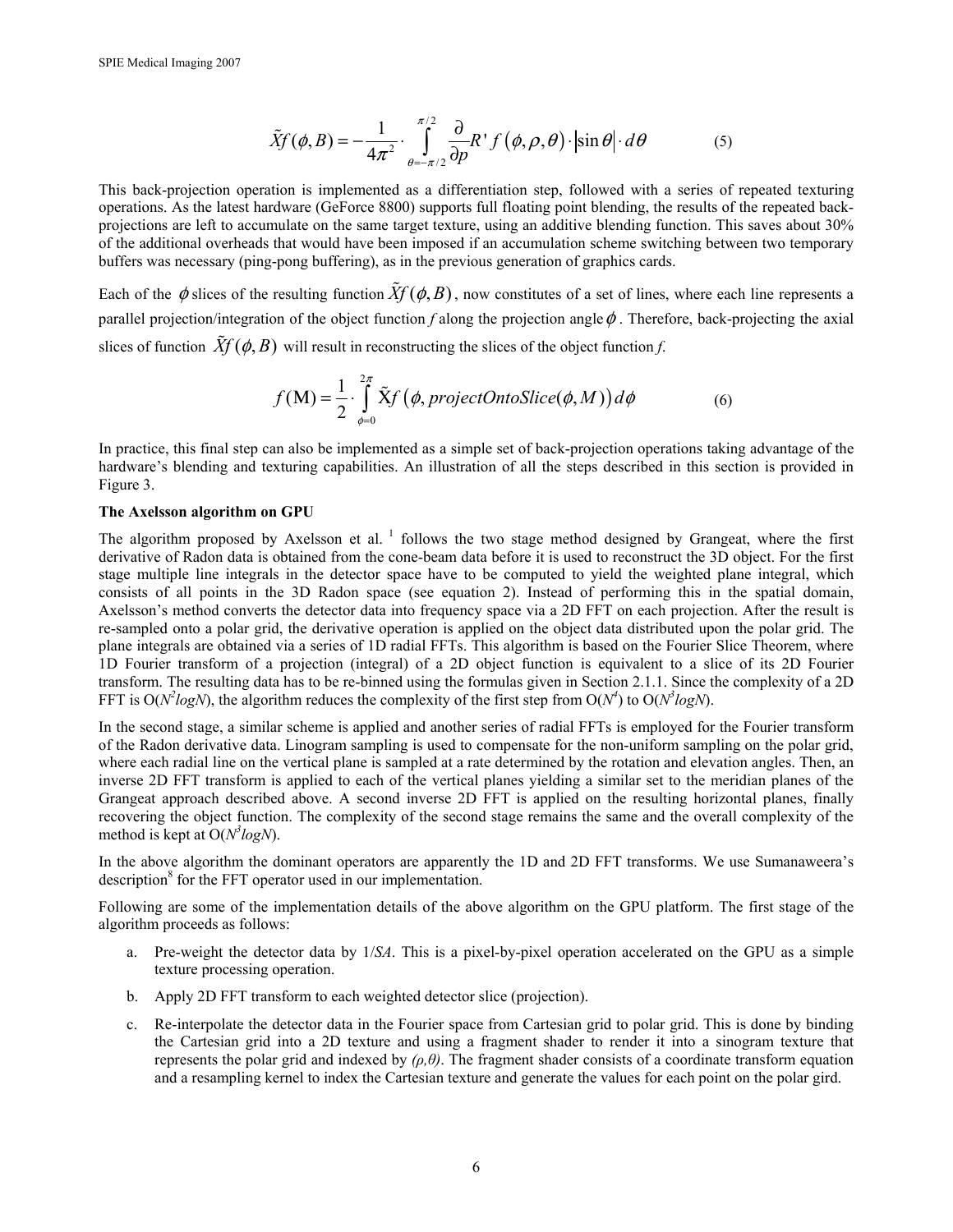$$\tilde{X}f(\phi,B) = -\frac{1}{4\pi^2} \cdot \int_{\theta=-\pi/2}^{\pi/2} \frac{\partial}{\partial p} R' f(\phi,\rho,\theta) \cdot |\sin\theta| \cdot d\theta \tag{5}$$

This back-projection operation is implemented as a differentiation step, followed with a series of repeated texturing operations. As the latest hardware (GeForce 8800) supports full floating point blending, the results of the repeated back-projections are left to accumulate on the same target texture, using an additive blending function. This saves about 30% of the additional overheads that would have been imposed if an accumulation scheme switching between two temporary buffers was necessary (ping-pong buffering), as in the previous generation of graphics cards.

Each of the $\phi$ slices of the resulting function $\tilde{X}f(\phi,B)$, now constitutes of a set of lines, where each line represents a parallel projection/integration of the object function *f* along the projection angle $\phi$. Therefore, back-projecting the axial slices of function $\tilde{X}f(\phi,B)$ will result in reconstructing the slices of the object function *f*.

$$f(\mathrm{M}) = \frac{1}{2} \cdot \int_{\phi=0}^{2\pi} \tilde{X}f\left(\phi, projectOntoSlice(\phi, M)\right) d\phi \tag{6}$$

In practice, this final step can also be implemented as a simple set of back-projection operations taking advantage of the hardware's blending and texturing capabilities. An illustration of all the steps described in this section is provided in Figure 3.

**The Axelsson algorithm on GPU**

The algorithm proposed by Axelsson et al. [1] follows the two stage method designed by Grangeat, where the first derivative of Radon data is obtained from the cone-beam data before it is used to reconstruct the 3D object. For the first stage multiple line integrals in the detector space have to be computed to yield the weighted plane integral, which consists of all points in the 3D Radon space (see equation 2). Instead of performing this in the spatial domain, Axelsson's method converts the detector data into frequency space via a 2D FFT on each projection. After the result is re-sampled onto a polar grid, the derivative operation is applied on the object data distributed upon the polar grid. The plane integrals are obtained via a series of 1D radial FFTs. This algorithm is based on the Fourier Slice Theorem, where 1D Fourier transform of a projection (integral) of a 2D object function is equivalent to a slice of its 2D Fourier transform. The resulting data has to be re-binned using the formulas given in Section 2.1.1. Since the complexity of a 2D FFT is $O(N^2 logN)$, the algorithm reduces the complexity of the first step from $O(N^4)$ to $O(N^3 logN)$.

In the second stage, a similar scheme is applied and another series of radial FFTs is employed for the Fourier transform of the Radon derivative data. Linogram sampling is used to compensate for the non-uniform sampling on the polar grid, where each radial line on the vertical plane is sampled at a rate determined by the rotation and elevation angles. Then, an inverse 2D FFT transform is applied to each of the vertical planes yielding a similar set to the meridian planes of the Grangeat approach described above. A second inverse 2D FFT is applied on the resulting horizontal planes, finally recovering the object function. The complexity of the second stage remains the same and the overall complexity of the method is kept at $O(N^3 logN)$.

In the above algorithm the dominant operators are apparently the 1D and 2D FFT transforms. We use Sumanaweera's description[8] for the FFT operator used in our implementation.

Following are some of the implementation details of the above algorithm on the GPU platform. The first stage of the algorithm proceeds as follows:

a. Pre-weight the detector data by $1/SA$. This is a pixel-by-pixel operation accelerated on the GPU as a simple texture processing operation.

b. Apply 2D FFT transform to each weighted detector slice (projection).

c. Re-interpolate the detector data in the Fourier space from Cartesian grid to polar grid. This is done by binding the Cartesian grid into a 2D texture and using a fragment shader to render it into a sinogram texture that represents the polar grid and indexed by $(\rho,\theta)$. The fragment shader consists of a coordinate transform equation and a resampling kernel to index the Cartesian texture and generate the values for each point on the polar gird.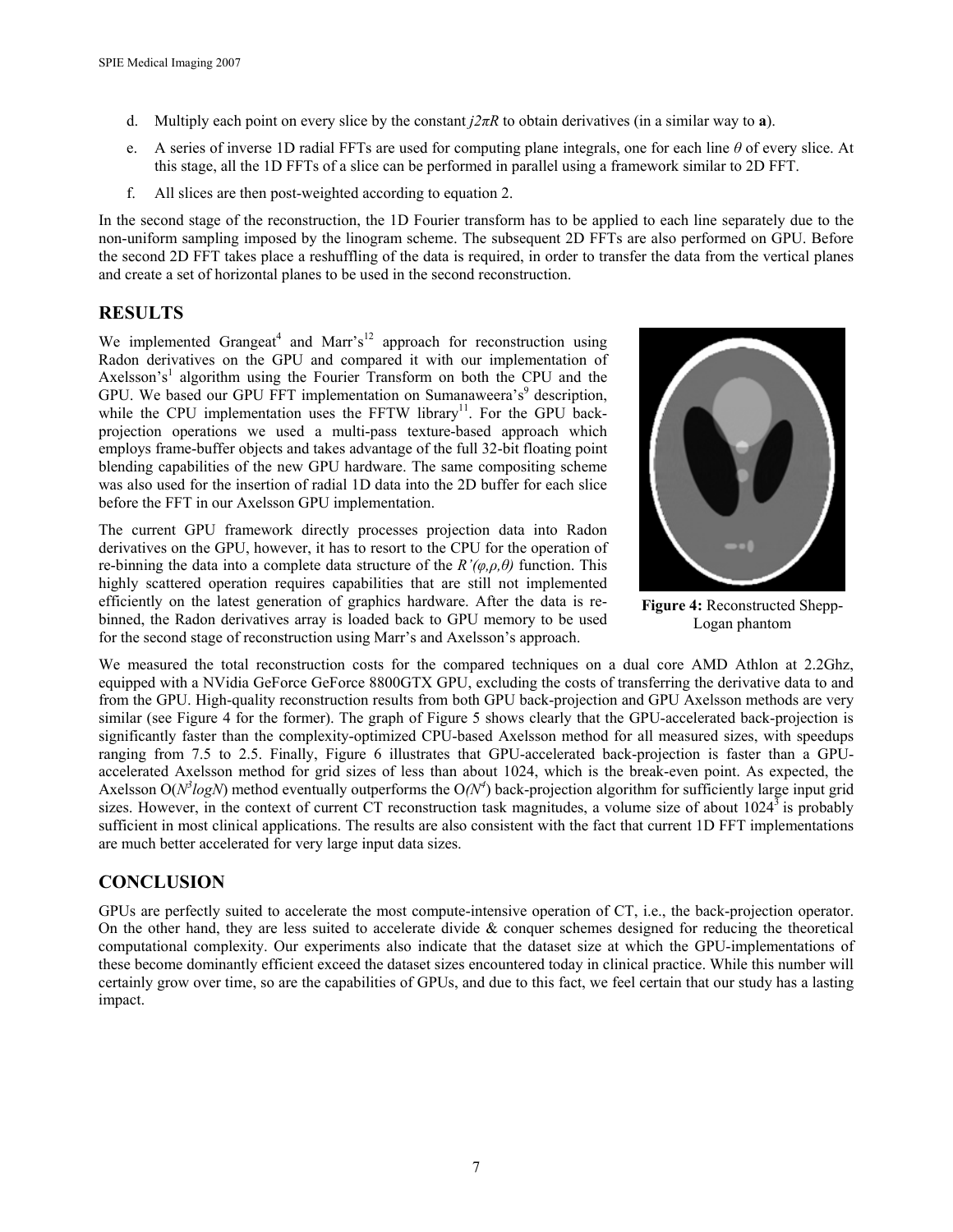d. Multiply each point on every slice by the constant $j2\pi R$ to obtain derivatives (in a similar way to **a**).

e. A series of inverse 1D radial FFTs are used for computing plane integrals, one for each line $\theta$ of every slice. At this stage, all the 1D FFTs of a slice can be performed in parallel using a framework similar to 2D FFT.

f. All slices are then post-weighted according to equation 2.

In the second stage of the reconstruction, the 1D Fourier transform has to be applied to each line separately due to the non-uniform sampling imposed by the linogram scheme. The subsequent 2D FFTs are also performed on GPU. Before the second 2D FFT takes place a reshuffling of the data is required, in order to transfer the data from the vertical planes and create a set of horizontal planes to be used in the second reconstruction.

## RESULTS

We implemented Grangeat[4] and Marr's[12] approach for reconstruction using Radon derivatives on the GPU and compared it with our implementation of Axelsson's[1] algorithm using the Fourier Transform on both the CPU and the GPU. We based our GPU FFT implementation on Sumanaweera's[9] description, while the CPU implementation uses the FFTW library[11]. For the GPU back-projection operations we used a multi-pass texture-based approach which employs frame-buffer objects and takes advantage of the full 32-bit floating point blending capabilities of the new GPU hardware. The same compositing scheme was also used for the insertion of radial 1D data into the 2D buffer for each slice before the FFT in our Axelsson GPU implementation.

The current GPU framework directly processes projection data into Radon derivatives on the GPU, however, it has to resort to the CPU for the operation of re-binning the data into a complete data structure of the $R'(\varphi,\rho,\theta)$ function. This highly scattered operation requires capabilities that are still not implemented efficiently on the latest generation of graphics hardware. After the data is re-binned, the Radon derivatives array is loaded back to GPU memory to be used for the second stage of reconstruction using Marr's and Axelsson's approach.

**Figure 4:** Reconstructed Shepp-Logan phantom

We measured the total reconstruction costs for the compared techniques on a dual core AMD Athlon at 2.2Ghz, equipped with a NVidia GeForce GeForce 8800GTX GPU, excluding the costs of transferring the derivative data to and from the GPU. High-quality reconstruction results from both GPU back-projection and GPU Axelsson methods are very similar (see Figure 4 for the former). The graph of Figure 5 shows clearly that the GPU-accelerated back-projection is significantly faster than the complexity-optimized CPU-based Axelsson method for all measured sizes, with speedups ranging from 7.5 to 2.5. Finally, Figure 6 illustrates that GPU-accelerated back-projection is faster than a GPU-accelerated Axelsson method for grid sizes of less than about 1024, which is the break-even point. As expected, the Axelsson $O(N^3 logN)$ method eventually outperforms the $O(N^4)$ back-projection algorithm for sufficiently large input grid sizes. However, in the context of current CT reconstruction task magnitudes, a volume size of about $1024^3$ is probably sufficient in most clinical applications. The results are also consistent with the fact that current 1D FFT implementations are much better accelerated for very large input data sizes.

## CONCLUSION

GPUs are perfectly suited to accelerate the most compute-intensive operation of CT, i.e., the back-projection operator. On the other hand, they are less suited to accelerate divide & conquer schemes designed for reducing the theoretical computational complexity. Our experiments also indicate that the dataset size at which the GPU-implementations of these become dominantly efficient exceed the dataset sizes encountered today in clinical practice. While this number will certainly grow over time, so are the capabilities of GPUs, and due to this fact, we feel certain that our study has a lasting impact.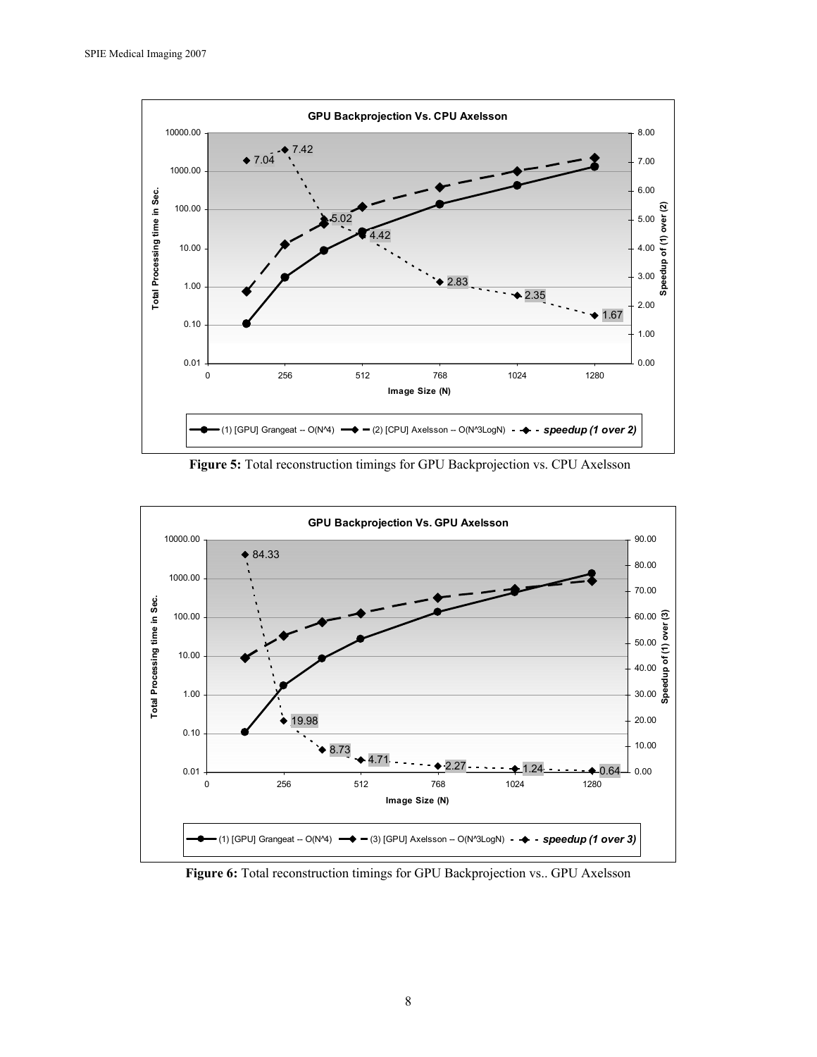**Figure 5:** Total reconstruction timings for GPU Backprojection vs. CPU Axelsson

**Figure 6:** Total reconstruction timings for GPU Backprojection vs.. GPU Axelsson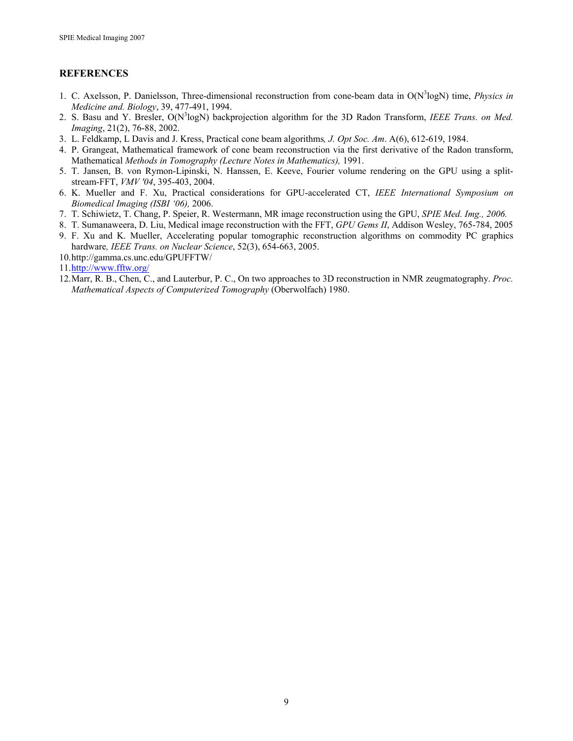## REFERENCES

1. C. Axelsson, P. Danielsson, Three-dimensional reconstruction from cone-beam data in $O(N^3 \log N)$ time, *Physics in Medicine and. Biology*, 39, 477-491, 1994.
2. S. Basu and Y. Bresler, $O(N^3 \log N)$ backprojection algorithm for the 3D Radon Transform, *IEEE Trans. on Med. Imaging*, 21(2), 76-88, 2002.
3. L. Feldkamp, L Davis and J. Kress, Practical cone beam algorithms*, J. Opt Soc. Am*. A(6), 612-619, 1984.
4. P. Grangeat, Mathematical framework of cone beam reconstruction via the first derivative of the Radon transform, Mathematical *Methods in Tomography (Lecture Notes in Mathematics),* 1991.
5. T. Jansen, B. von Rymon-Lipinski, N. Hanssen, E. Keeve, Fourier volume rendering on the GPU using a split-stream-FFT, *VMV '04*, 395-403, 2004.
6. K. Mueller and F. Xu, Practical considerations for GPU-accelerated CT, *IEEE International Symposium on Biomedical Imaging (ISBI '06),* 2006.
7. T. Schiwietz, T. Chang, P. Speier, R. Westermann, MR image reconstruction using the GPU, *SPIE Med. Img., 2006.*
8. T. Sumanaweera, D. Liu, Medical image reconstruction with the FFT, *GPU Gems II*, Addison Wesley, 765-784, 2005
9. F. Xu and K. Mueller, Accelerating popular tomographic reconstruction algorithms on commodity PC graphics hardware*, IEEE Trans. on Nuclear Science*, 52(3), 654-663, 2005.
10. http://gamma.cs.unc.edu/GPUFFTW/
11. http://www.fftw.org/
12. Marr, R. B., Chen, C., and Lauterbur, P. C., On two approaches to 3D reconstruction in NMR zeugmatography. *Proc. Mathematical Aspects of Computerized Tomography* (Oberwolfach) 1980.